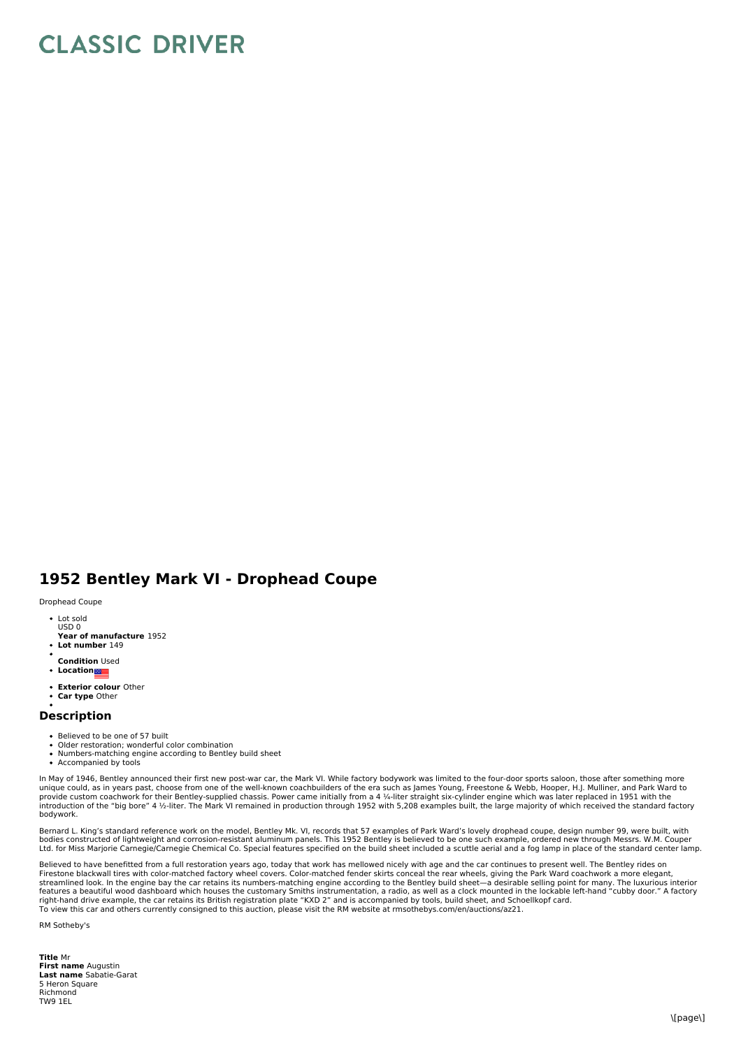# CLASSIC DRIVER

## 1952 Bentley Mark VI - Drophead Coupe

Drophead Coupe

- Lot sold
  USD 0
- **Year of manufacture** 1952
- **Lot number** 149
-
- **Condition** Used
- **Location**
- **Exterior colour** Other
- **Car type** Other
-

### Description

- Believed to be one of 57 built
- Older restoration; wonderful color combination
- Numbers-matching engine according to Bentley build sheet
- Accompanied by tools

In May of 1946, Bentley announced their first new post-war car, the Mark VI. While factory bodywork was limited to the four-door sports saloon, those after something more unique could, as in years past, choose from one of the well-known coachbuilders of the era such as James Young, Freestone & Webb, Hooper, H.J. Mulliner, and Park Ward to provide custom coachwork for their Bentley-supplied chassis. Power came initially from a 4 ¼-liter straight six-cylinder engine which was later replaced in 1951 with the introduction of the "big bore" 4 ½-liter. The Mark VI remained in production through 1952 with 5,208 examples built, the large majority of which received the standard factory bodywork.

Bernard L. King's standard reference work on the model, Bentley Mk. VI, records that 57 examples of Park Ward's lovely drophead coupe, design number 99, were built, with bodies constructed of lightweight and corrosion-resistant aluminum panels. This 1952 Bentley is believed to be one such example, ordered new through Messrs. W.M. Couper Ltd. for Miss Marjorie Carnegie/Carnegie Chemical Co. Special features specified on the build sheet included a scuttle aerial and a fog lamp in place of the standard center lamp.

Believed to have benefitted from a full restoration years ago, today that work has mellowed nicely with age and the car continues to present well. The Bentley rides on Firestone blackwall tires with color-matched factory wheel covers. Color-matched fender skirts conceal the rear wheels, giving the Park Ward coachwork a more elegant, streamlined look. In the engine bay the car retains its numbers-matching engine according to the Bentley build sheet—a desirable selling point for many. The luxurious interior features a beautiful wood dashboard which houses the customary Smiths instrumentation, a radio, as well as a clock mounted in the lockable left-hand "cubby door." A factory right-hand drive example, the car retains its British registration plate "KXD 2" and is accompanied by tools, build sheet, and Schoellkopf card.
To view this car and others currently consigned to this auction, please visit the RM website at rmsothebys.com/en/auctions/az21.

RM Sotheby's

**Title** Mr
**First name** Augustin
**Last name** Sabatie-Garat
5 Heron Square
Richmond
TW9 1EL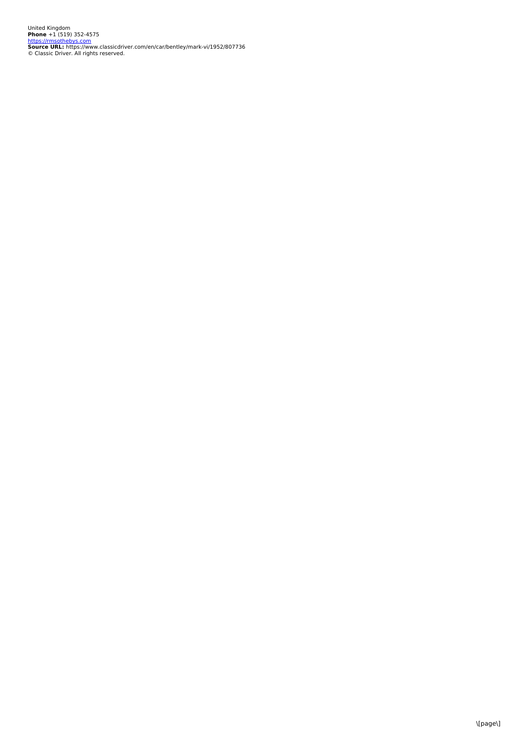United Kingdom
**Phone** +1 (519) 352-4575
[https://rmsothebys.com](https://rmsothebys.com)
**Source URL:** https://www.classicdriver.com/en/car/bentley/mark-vi/1952/807736
© Classic Driver. All rights reserved.